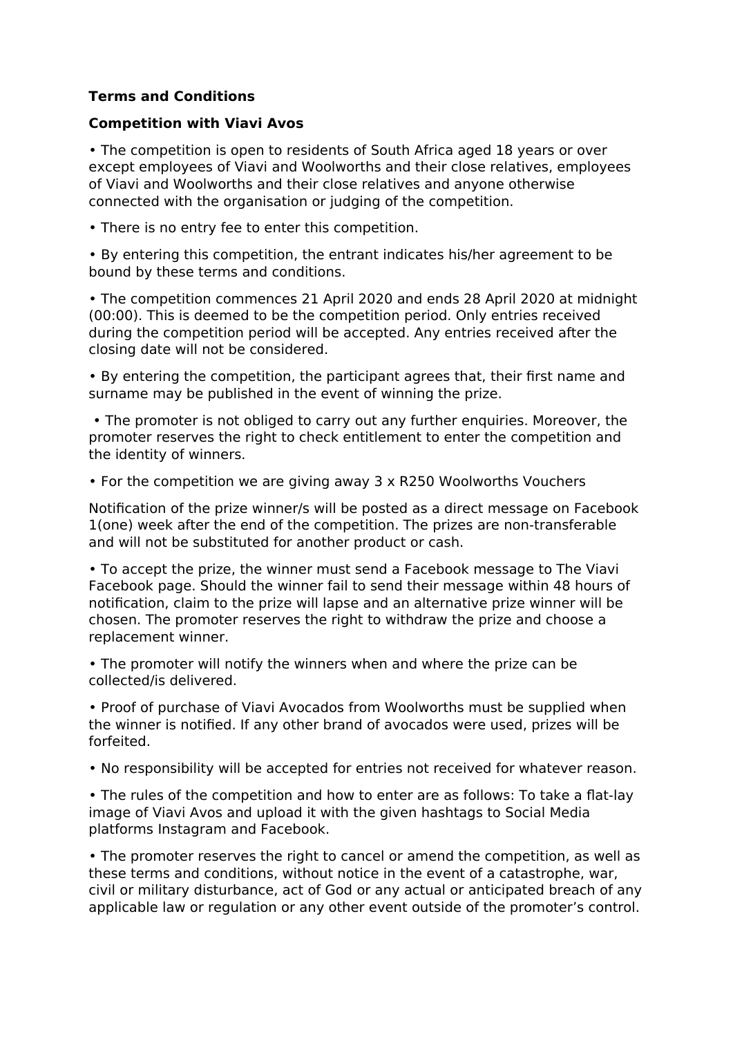**Terms and Conditions**

**Competition with Viavi Avos**

- The competition is open to residents of South Africa aged 18 years or over except employees of Viavi and Woolworths and their close relatives, employees of Viavi and Woolworths and their close relatives and anyone otherwise connected with the organisation or judging of the competition.

- There is no entry fee to enter this competition.

- By entering this competition, the entrant indicates his/her agreement to be bound by these terms and conditions.

- The competition commences 21 April 2020 and ends 28 April 2020 at midnight (00:00). This is deemed to be the competition period. Only entries received during the competition period will be accepted. Any entries received after the closing date will not be considered.

- By entering the competition, the participant agrees that, their first name and surname may be published in the event of winning the prize.

- The promoter is not obliged to carry out any further enquiries. Moreover, the promoter reserves the right to check entitlement to enter the competition and the identity of winners.

- For the competition we are giving away 3 x R250 Woolworths Vouchers

Notification of the prize winner/s will be posted as a direct message on Facebook 1(one) week after the end of the competition. The prizes are non-transferable and will not be substituted for another product or cash.

- To accept the prize, the winner must send a Facebook message to The Viavi Facebook page. Should the winner fail to send their message within 48 hours of notification, claim to the prize will lapse and an alternative prize winner will be chosen. The promoter reserves the right to withdraw the prize and choose a replacement winner.

- The promoter will notify the winners when and where the prize can be collected/is delivered.

- Proof of purchase of Viavi Avocados from Woolworths must be supplied when the winner is notified. If any other brand of avocados were used, prizes will be forfeited.

- No responsibility will be accepted for entries not received for whatever reason.

- The rules of the competition and how to enter are as follows: To take a flat-lay image of Viavi Avos and upload it with the given hashtags to Social Media platforms Instagram and Facebook.

- The promoter reserves the right to cancel or amend the competition, as well as these terms and conditions, without notice in the event of a catastrophe, war, civil or military disturbance, act of God or any actual or anticipated breach of any applicable law or regulation or any other event outside of the promoter's control.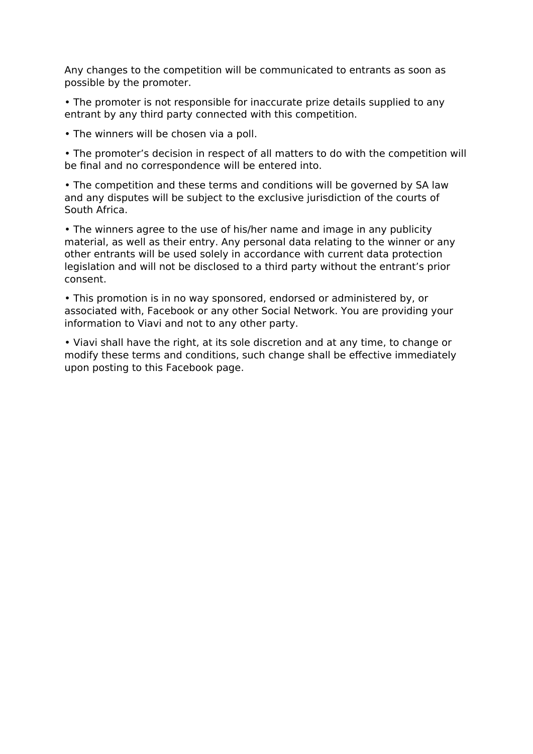Any changes to the competition will be communicated to entrants as soon as possible by the promoter.

• The promoter is not responsible for inaccurate prize details supplied to any entrant by any third party connected with this competition.

• The winners will be chosen via a poll.

• The promoter's decision in respect of all matters to do with the competition will be final and no correspondence will be entered into.

• The competition and these terms and conditions will be governed by SA law and any disputes will be subject to the exclusive jurisdiction of the courts of South Africa.

• The winners agree to the use of his/her name and image in any publicity material, as well as their entry. Any personal data relating to the winner or any other entrants will be used solely in accordance with current data protection legislation and will not be disclosed to a third party without the entrant's prior consent.

• This promotion is in no way sponsored, endorsed or administered by, or associated with, Facebook or any other Social Network. You are providing your information to Viavi and not to any other party.

• Viavi shall have the right, at its sole discretion and at any time, to change or modify these terms and conditions, such change shall be effective immediately upon posting to this Facebook page.